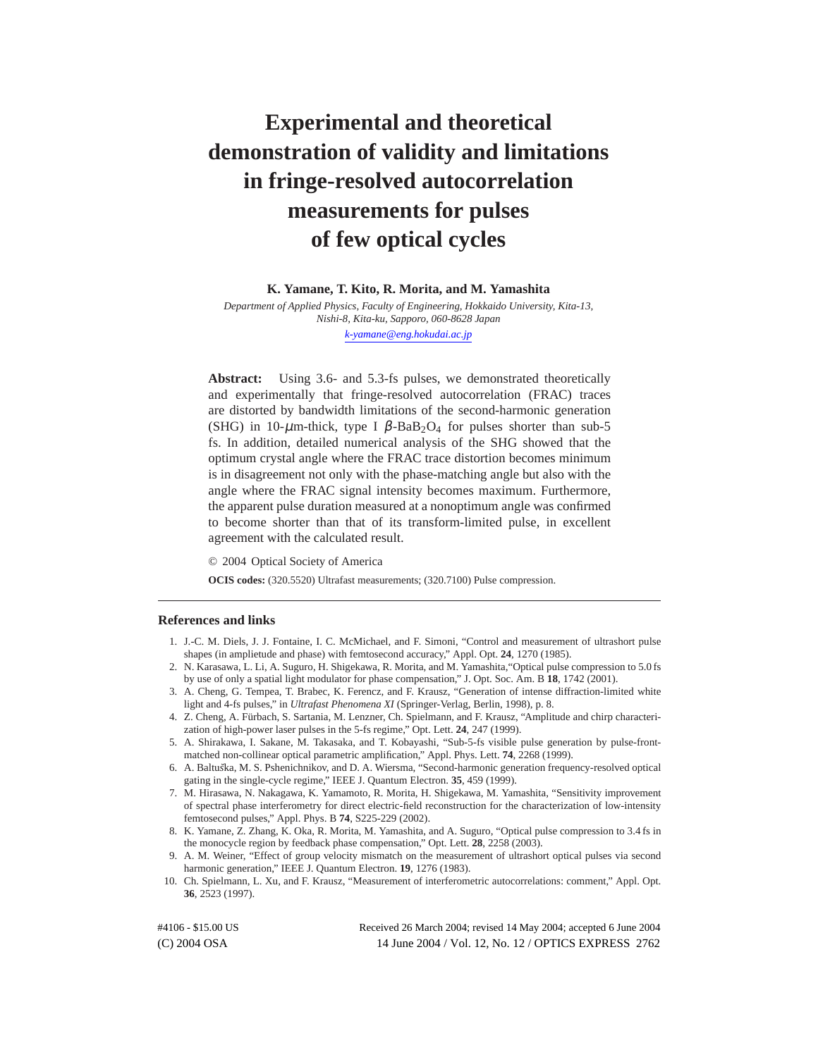# Experimental and theoretical demonstration of validity and limitations in fringe-resolved autocorrelation measurements for pulses of few optical cycles

**K. Yamane, T. Kito, R. Morita, and M. Yamashita**

*Department of Applied Physics, Faculty of Engineering, Hokkaido University, Kita-13, Nishi-8, Kita-ku, Sapporo, 060-8628 Japan*

*k-yamane@eng.hokudai.ac.jp*

**Abstract:** Using 3.6- and 5.3-fs pulses, we demonstrated theoretically and experimentally that fringe-resolved autocorrelation (FRAC) traces are distorted by bandwidth limitations of the second-harmonic generation (SHG) in 10-$\mu$m-thick, type I $\beta$-$BaB_2O_4$ for pulses shorter than sub-5 fs. In addition, detailed numerical analysis of the SHG showed that the optimum crystal angle where the FRAC trace distortion becomes minimum is in disagreement not only with the phase-matching angle but also with the angle where the FRAC signal intensity becomes maximum. Furthermore, the apparent pulse duration measured at a nonoptimum angle was confirmed to become shorter than that of its transform-limited pulse, in excellent agreement with the calculated result.

© 2004 Optical Society of America

**OCIS codes:** (320.5520) Ultrafast measurements; (320.7100) Pulse compression.

## References and links

1. J.-C. M. Diels, J. J. Fontaine, I. C. McMichael, and F. Simoni, "Control and measurement of ultrashort pulse shapes (in amplietude and phase) with femtosecond accuracy," Appl. Opt. **24**, 1270 (1985).
2. N. Karasawa, L. Li, A. Suguro, H. Shigekawa, R. Morita, and M. Yamashita,"Optical pulse compression to 5.0 fs by use of only a spatial light modulator for phase compensation," J. Opt. Soc. Am. B **18**, 1742 (2001).
3. A. Cheng, G. Tempea, T. Brabec, K. Ferencz, and F. Krausz, "Generation of intense diffraction-limited white light and 4-fs pulses," in *Ultrafast Phenomena XI* (Springer-Verlag, Berlin, 1998), p. 8.
4. Z. Cheng, A. Fürbach, S. Sartania, M. Lenzner, Ch. Spielmann, and F. Krausz, "Amplitude and chirp characterization of high-power laser pulses in the 5-fs regime," Opt. Lett. **24**, 247 (1999).
5. A. Shirakawa, I. Sakane, M. Takasaka, and T. Kobayashi, "Sub-5-fs visible pulse generation by pulse-front-matched non-collinear optical parametric amplification," Appl. Phys. Lett. **74**, 2268 (1999).
6. A. Baltuška, M. S. Pshenichnikov, and D. A. Wiersma, "Second-harmonic generation frequency-resolved optical gating in the single-cycle regime," IEEE J. Quantum Electron. **35**, 459 (1999).
7. M. Hirasawa, N. Nakagawa, K. Yamamoto, R. Morita, H. Shigekawa, M. Yamashita, "Sensitivity improvement of spectral phase interferometry for direct electric-field reconstruction for the characterization of low-intensity femtosecond pulses," Appl. Phys. B **74**, S225-229 (2002).
8. K. Yamane, Z. Zhang, K. Oka, R. Morita, M. Yamashita, and A. Suguro, "Optical pulse compression to 3.4 fs in the monocycle region by feedback phase compensation," Opt. Lett. **28**, 2258 (2003).
9. A. M. Weiner, "Effect of group velocity mismatch on the measurement of ultrashort optical pulses via second harmonic generation," IEEE J. Quantum Electron. **19**, 1276 (1983).
10. Ch. Spielmann, L. Xu, and F. Krausz, "Measurement of interferometric autocorrelations: comment," Appl. Opt. **36**, 2523 (1997).

#4106 - $15.00 US Received 26 March 2004; revised 14 May 2004; accepted 6 June 2004
(C) 2004 OSA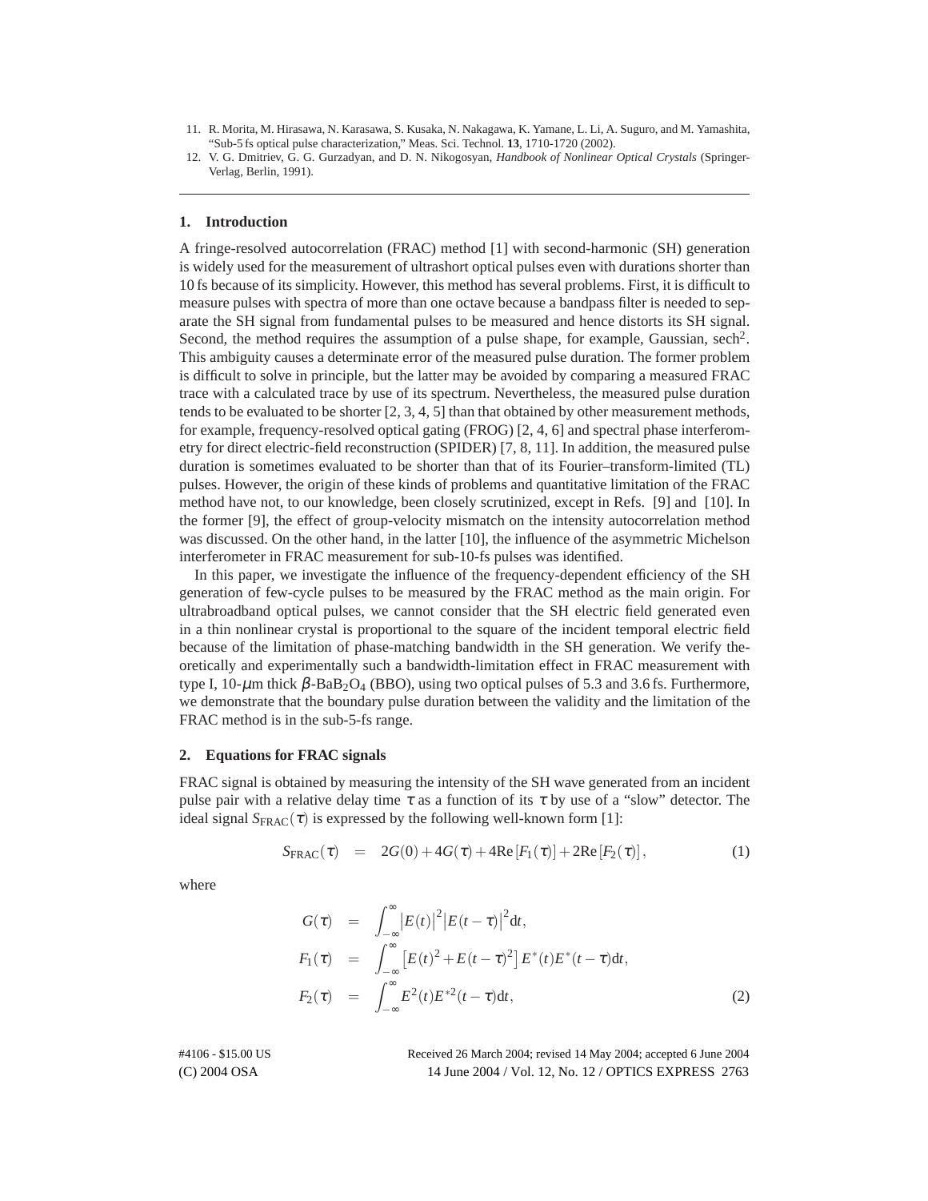11. R. Morita, M. Hirasawa, N. Karasawa, S. Kusaka, N. Nakagawa, K. Yamane, L. Li, A. Suguro, and M. Yamashita, "Sub-5 fs optical pulse characterization," Meas. Sci. Technol. **13**, 1710-1720 (2002).
12. V. G. Dmitriev, G. G. Gurzadyan, and D. N. Nikogosyan, *Handbook of Nonlinear Optical Crystals* (Springer-Verlag, Berlin, 1991).

## 1. Introduction

A fringe-resolved autocorrelation (FRAC) method [1] with second-harmonic (SH) generation is widely used for the measurement of ultrashort optical pulses even with durations shorter than 10 fs because of its simplicity. However, this method has several problems. First, it is difficult to measure pulses with spectra of more than one octave because a bandpass filter is needed to separate the SH signal from fundamental pulses to be measured and hence distorts its SH signal. Second, the method requires the assumption of a pulse shape, for example, Gaussian, $\mathrm{sech}^2$. This ambiguity causes a determinate error of the measured pulse duration. The former problem is difficult to solve in principle, but the latter may be avoided by comparing a measured FRAC trace with a calculated trace by use of its spectrum. Nevertheless, the measured pulse duration tends to be evaluated to be shorter [2, 3, 4, 5] than that obtained by other measurement methods, for example, frequency-resolved optical gating (FROG) [2, 4, 6] and spectral phase interferometry for direct electric-field reconstruction (SPIDER) [7, 8, 11]. In addition, the measured pulse duration is sometimes evaluated to be shorter than that of its Fourier–transform-limited (TL) pulses. However, the origin of these kinds of problems and quantitative limitation of the FRAC method have not, to our knowledge, been closely scrutinized, except in Refs. [9] and [10]. In the former [9], the effect of group-velocity mismatch on the intensity autocorrelation method was discussed. On the other hand, in the latter [10], the influence of the asymmetric Michelson interferometer in FRAC measurement for sub-10-fs pulses was identified.

In this paper, we investigate the influence of the frequency-dependent efficiency of the SH generation of few-cycle pulses to be measured by the FRAC method as the main origin. For ultrabroadband optical pulses, we cannot consider that the SH electric field generated even in a thin nonlinear crystal is proportional to the square of the incident temporal electric field because of the limitation of phase-matching bandwidth in the SH generation. We verify theoretically and experimentally such a bandwidth-limitation effect in FRAC measurement with type I, 10-$\mu$m thick $\beta$-$BaB_2O_4$ (BBO), using two optical pulses of 5.3 and 3.6 fs. Furthermore, we demonstrate that the boundary pulse duration between the validity and the limitation of the FRAC method is in the sub-5-fs range.

## 2. Equations for FRAC signals

FRAC signal is obtained by measuring the intensity of the SH wave generated from an incident pulse pair with a relative delay time $\tau$ as a function of its $\tau$ by use of a "slow" detector. The ideal signal $S_{\mathrm{FRAC}}(\tau)$ is expressed by the following well-known form [1]:

$$S_{\mathrm{FRAC}}(\tau) \;=\; 2G(0)+4G(\tau)+4\mathrm{Re}\left[F_1(\tau)\right]+2\mathrm{Re}\left[F_2(\tau)\right], \tag{1}$$

where

$$\begin{aligned}
G(\tau) &= \int_{-\infty}^{\infty} \left|E(t)\right|^2 \left|E(t-\tau)\right|^2 \mathrm{d}t, \\
F_1(\tau) &= \int_{-\infty}^{\infty} \left[E(t)^2 + E(t-\tau)^2\right] E^*(t) E^*(t-\tau) \mathrm{d}t, \\
F_2(\tau) &= \int_{-\infty}^{\infty} E^2(t) E^{*2}(t-\tau) \mathrm{d}t,
\end{aligned} \tag{2}$$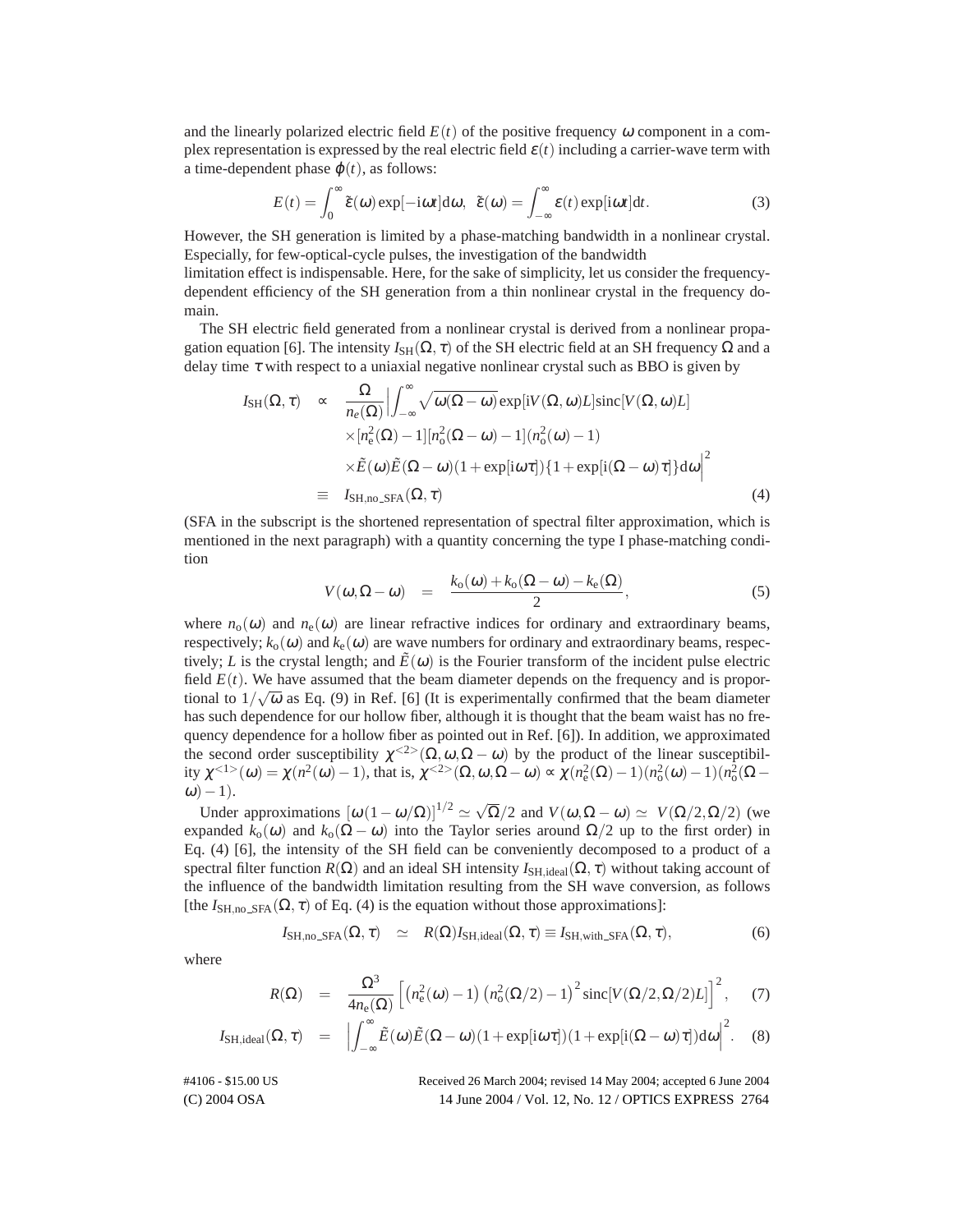and the linearly polarized electric field $E(t)$ of the positive frequency $\omega$ component in a complex representation is expressed by the real electric field $\varepsilon(t)$ including a carrier-wave term with a time-dependent phase $\varphi(t)$, as follows:

$$E(t) = \int_0^\infty \tilde{\varepsilon}(\omega)\exp[-\mathrm{i}\omega t]\mathrm{d}\omega, \;\; \tilde{\varepsilon}(\omega) = \int_{-\infty}^\infty \varepsilon(t)\exp[\mathrm{i}\omega t]\mathrm{d}t. \tag{3}$$

However, the SH generation is limited by a phase-matching bandwidth in a nonlinear crystal. Especially, for few-optical-cycle pulses, the investigation of the bandwidth
limitation effect is indispensable. Here, for the sake of simplicity, let us consider the frequency-dependent efficiency of the SH generation from a thin nonlinear crystal in the frequency domain.

The SH electric field generated from a nonlinear crystal is derived from a nonlinear propagation equation [6]. The intensity $I_{\mathrm{SH}}(\Omega,\tau)$ of the SH electric field at an SH frequency $\Omega$ and a delay time $\tau$ with respect to a uniaxial negative nonlinear crystal such as BBO is given by

$$\begin{aligned}
I_{\mathrm{SH}}(\Omega,\tau) \;\;&\propto\;\; \frac{\Omega}{n_e(\Omega)}\Big|\int_{-\infty}^\infty \sqrt{\omega(\Omega-\omega)}\exp[\mathrm{i}V(\Omega,\omega)L]\mathrm{sinc}[V(\Omega,\omega)L] \\
&\quad\times[n_\mathrm{e}^2(\Omega)-1][n_\mathrm{o}^2(\Omega-\omega)-1](n_\mathrm{o}^2(\omega)-1) \\
&\quad\times\tilde{E}(\omega)\tilde{E}(\Omega-\omega)(1+\exp[\mathrm{i}\omega\tau])\{1+\exp[\mathrm{i}(\Omega-\omega)\tau]\}\mathrm{d}\omega\Big|^2 \\
&\equiv\;\; I_{\mathrm{SH,no\_SFA}}(\Omega,\tau)
\end{aligned} \tag{4}$$

(SFA in the subscript is the shortened representation of spectral filter approximation, which is mentioned in the next paragraph) with a quantity concerning the type I phase-matching condition

$$V(\omega,\Omega-\omega) \;\;=\;\; \frac{k_\mathrm{o}(\omega)+k_\mathrm{o}(\Omega-\omega)-k_\mathrm{e}(\Omega)}{2}, \tag{5}$$

where $n_\mathrm{o}(\omega)$ and $n_\mathrm{e}(\omega)$ are linear refractive indices for ordinary and extraordinary beams, respectively; $k_\mathrm{o}(\omega)$ and $k_\mathrm{e}(\omega)$ are wave numbers for ordinary and extraordinary beams, respectively; $L$ is the crystal length; and $\tilde{E}(\omega)$ is the Fourier transform of the incident pulse electric field $E(t)$. We have assumed that the beam diameter depends on the frequency and is proportional to $1/\sqrt{\omega}$ as Eq. (9) in Ref. [6] (It is experimentally confirmed that the beam diameter has such dependence for our hollow fiber, although it is thought that the beam waist has no frequency dependence for a hollow fiber as pointed out in Ref. [6]). In addition, we approximated the second order susceptibility $\chi^{<2>}(\Omega,\omega,\Omega-\omega)$ by the product of the linear susceptibility $\chi^{<1>}(\omega) = \chi(n^2(\omega)-1)$, that is, $\chi^{<2>}(\Omega,\omega,\Omega-\omega) \propto \chi(n_\mathrm{e}^2(\Omega)-1)(n_\mathrm{o}^2(\omega)-1)(n_\mathrm{o}^2(\Omega-\omega)-1)$.

Under approximations $[\omega(1-\omega/\Omega)]^{1/2} \simeq \sqrt{\Omega}/2$ and $V(\omega,\Omega-\omega) \simeq V(\Omega/2,\Omega/2)$ (we expanded $k_\mathrm{o}(\omega)$ and $k_\mathrm{o}(\Omega-\omega)$ into the Taylor series around $\Omega/2$ up to the first order) in Eq. (4) [6], the intensity of the SH field can be conveniently decomposed to a product of a spectral filter function $R(\Omega)$ and an ideal SH intensity $I_{\mathrm{SH,ideal}}(\Omega,\tau)$ without taking account of the influence of the bandwidth limitation resulting from the SH wave conversion, as follows [the $I_{\mathrm{SH,no\_SFA}}(\Omega,\tau)$ of Eq. (4) is the equation without those approximations]:

$$I_{\mathrm{SH,no\_SFA}}(\Omega,\tau) \;\;\simeq\;\; R(\Omega)I_{\mathrm{SH,ideal}}(\Omega,\tau) \equiv I_{\mathrm{SH,with\_SFA}}(\Omega,\tau), \tag{6}$$

where

$$R(\Omega) \;\;=\;\; \frac{\Omega^3}{4n_\mathrm{e}(\Omega)}\left[\left(n_\mathrm{e}^2(\omega)-1\right)\left(n_\mathrm{o}^2(\Omega/2)-1\right)^2\mathrm{sinc}[V(\Omega/2,\Omega/2)L]\right]^2, \tag{7}$$

$$I_{\mathrm{SH,ideal}}(\Omega,\tau) \;\;=\;\; \Big|\int_{-\infty}^\infty \tilde{E}(\omega)\tilde{E}(\Omega-\omega)(1+\exp[\mathrm{i}\omega\tau])(1+\exp[\mathrm{i}(\Omega-\omega)\tau])\mathrm{d}\omega\Big|^2. \tag{8}$$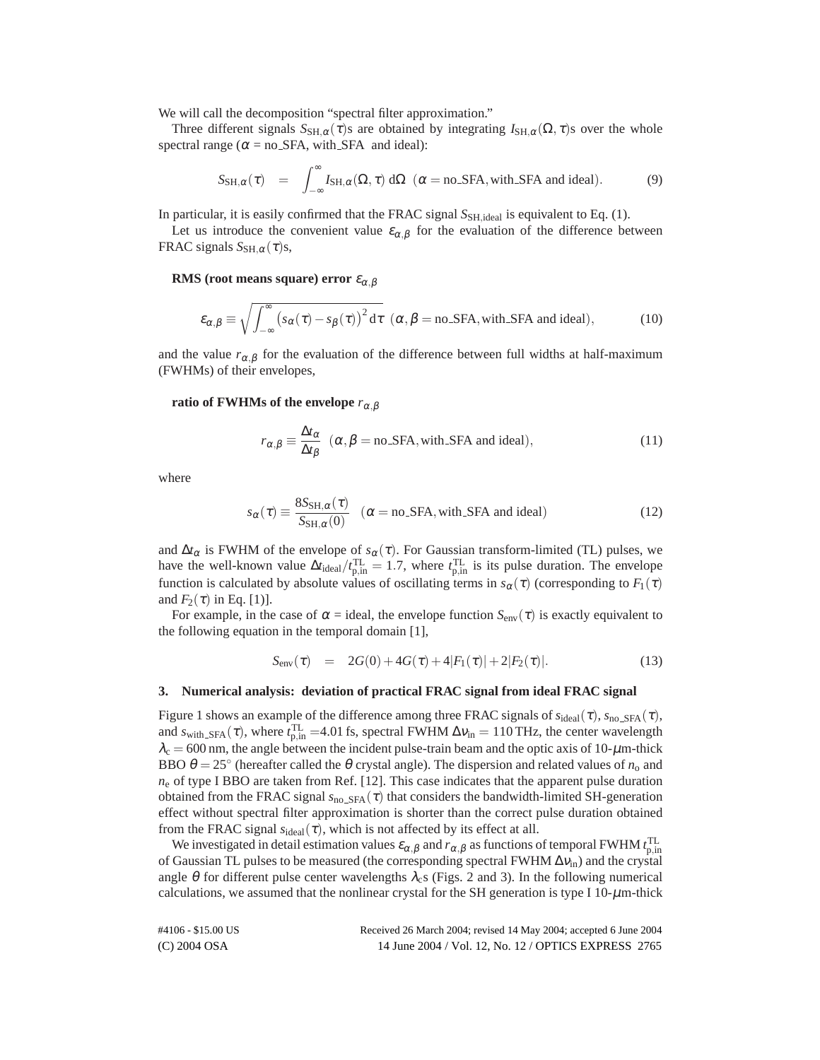We will call the decomposition "spectral filter approximation."

Three different signals $S_{\mathrm{SH},\alpha}(\tau)$s are obtained by integrating $I_{\mathrm{SH},\alpha}(\Omega,\tau)$s over the whole spectral range ($\alpha$ = no_SFA, with_SFA and ideal):

$$S_{\mathrm{SH},\alpha}(\tau) \quad = \quad \int_{-\infty}^{\infty} I_{\mathrm{SH},\alpha}(\Omega,\tau)\,\mathrm{d}\Omega \quad (\alpha = \text{no\_SFA}, \text{with\_SFA and ideal}). \tag{9}$$

In particular, it is easily confirmed that the FRAC signal $S_{\mathrm{SH,ideal}}$ is equivalent to Eq. (1).

Let us introduce the convenient value $\varepsilon_{\alpha,\beta}$ for the evaluation of the difference between FRAC signals $S_{\mathrm{SH},\alpha}(\tau)$s,

**RMS (root means square) error $\varepsilon_{\alpha,\beta}$**

$$\varepsilon_{\alpha,\beta} \equiv \sqrt{\int_{-\infty}^{\infty} \left(s_\alpha(\tau) - s_\beta(\tau)\right)^2 \mathrm{d}\tau} \;\; (\alpha,\beta = \text{no\_SFA}, \text{with\_SFA and ideal}), \tag{10}$$

and the value $r_{\alpha,\beta}$ for the evaluation of the difference between full widths at half-maximum (FWHMs) of their envelopes,

**ratio of FWHMs of the envelope $r_{\alpha,\beta}$**

$$r_{\alpha,\beta} \equiv \frac{\Delta t_\alpha}{\Delta t_\beta} \;\; (\alpha,\beta = \text{no\_SFA}, \text{with\_SFA and ideal}), \tag{11}$$

where

$$s_\alpha(\tau) \equiv \frac{8 S_{\mathrm{SH},\alpha}(\tau)}{S_{\mathrm{SH},\alpha}(0)} \quad (\alpha = \text{no\_SFA}, \text{with\_SFA and ideal}) \tag{12}$$

and $\Delta t_\alpha$ is FWHM of the envelope of $s_\alpha(\tau)$. For Gaussian transform-limited (TL) pulses, we have the well-known value $\Delta t_{\mathrm{ideal}}/t_{\mathrm{p,in}}^{\mathrm{TL}} = 1.7$, where $t_{\mathrm{p,in}}^{\mathrm{TL}}$ is its pulse duration. The envelope function is calculated by absolute values of oscillating terms in $s_\alpha(\tau)$ (corresponding to $F_1(\tau)$ and $F_2(\tau)$ in Eq. [1]).

For example, in the case of $\alpha$ = ideal, the envelope function $S_{\mathrm{env}}(\tau)$ is exactly equivalent to the following equation in the temporal domain [1],

$$S_{\mathrm{env}}(\tau) \quad = \quad 2G(0) + 4G(\tau) + 4|F_1(\tau)| + 2|F_2(\tau)|. \tag{13}$$

## 3. Numerical analysis: deviation of practical FRAC signal from ideal FRAC signal

Figure 1 shows an example of the difference among three FRAC signals of $s_{\mathrm{ideal}}(\tau)$, $s_{\mathrm{no\_SFA}}(\tau)$, and $s_{\mathrm{with\_SFA}}(\tau)$, where $t_{\mathrm{p,in}}^{\mathrm{TL}}$ =4.01 fs, spectral FWHM $\Delta\nu_{\mathrm{in}} = 110$ THz, the center wavelength $\lambda_c = 600$ nm, the angle between the incident pulse-train beam and the optic axis of 10-$\mu$m-thick BBO $\theta = 25^\circ$ (hereafter called the $\theta$ crystal angle). The dispersion and related values of $n_o$ and $n_e$ of type I BBO are taken from Ref. [12]. This case indicates that the apparent pulse duration obtained from the FRAC signal $s_{\mathrm{no\_SFA}}(\tau)$ that considers the bandwidth-limited SH-generation effect without spectral filter approximation is shorter than the correct pulse duration obtained from the FRAC signal $s_{\mathrm{ideal}}(\tau)$, which is not affected by its effect at all.

We investigated in detail estimation values $\varepsilon_{\alpha,\beta}$ and $r_{\alpha,\beta}$ as functions of temporal FWHM $t_{\mathrm{p,in}}^{\mathrm{TL}}$ of Gaussian TL pulses to be measured (the corresponding spectral FWHM $\Delta\nu_{\mathrm{in}}$) and the crystal angle $\theta$ for different pulse center wavelengths $\lambda_c$s (Figs. 2 and 3). In the following numerical calculations, we assumed that the nonlinear crystal for the SH generation is type I 10-$\mu$m-thick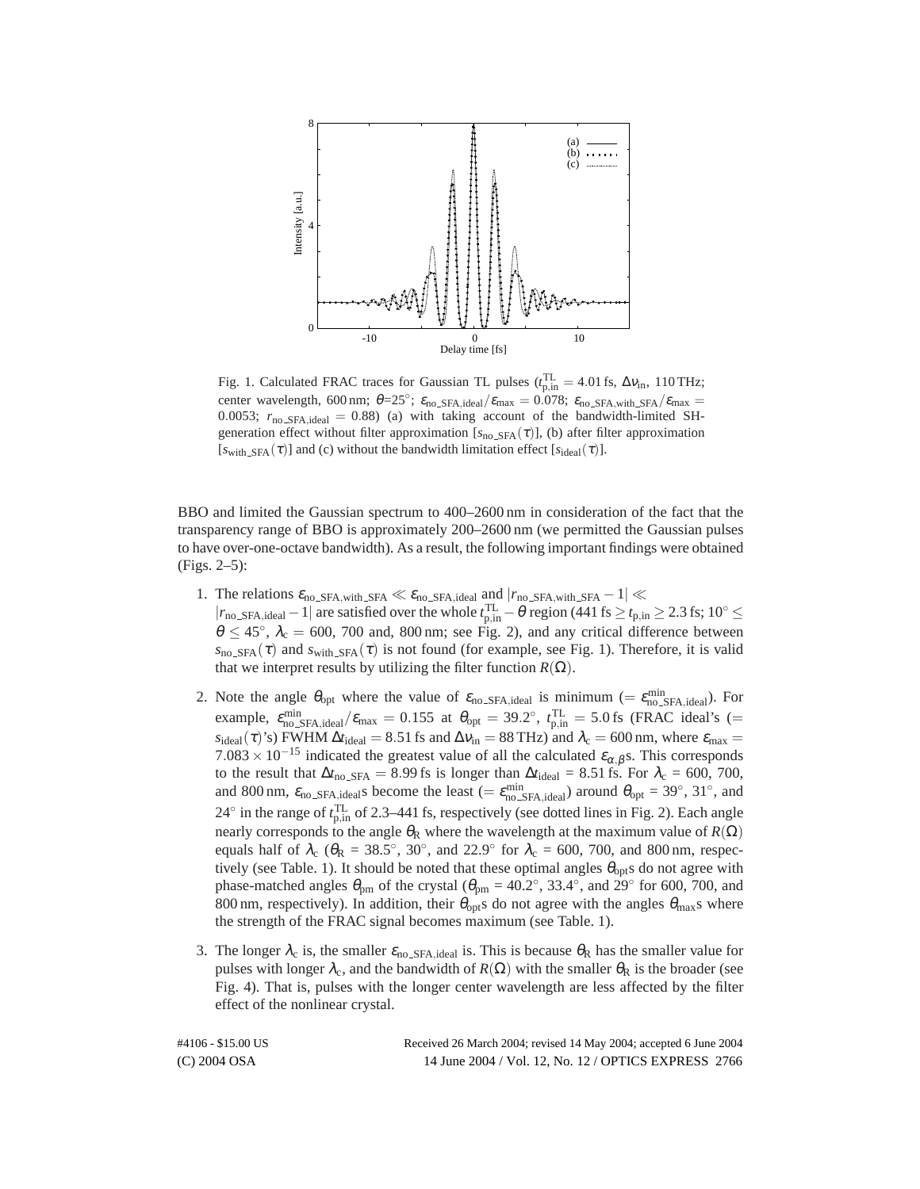Fig. 1. Calculated FRAC traces for Gaussian TL pulses ($t_{\mathrm{p,in}}^{\mathrm{TL}} = 4.01$ fs, $\Delta\nu_{\mathrm{in}}$, 110 THz; center wavelength, 600 nm; $\theta$=25°; $\varepsilon_{\mathrm{no\_SFA,ideal}}/\varepsilon_{\max} = 0.078$; $\varepsilon_{\mathrm{no\_SFA,with\_SFA}}/\varepsilon_{\max} = 0.0053$; $r_{\mathrm{no\_SFA,ideal}} = 0.88$) (a) with taking account of the bandwidth-limited SH-generation effect without filter approximation [$s_{\mathrm{no\_SFA}}(\tau)$], (b) after filter approximation [$s_{\mathrm{with\_SFA}}(\tau)$] and (c) without the bandwidth limitation effect [$s_{\mathrm{ideal}}(\tau)$].

BBO and limited the Gaussian spectrum to 400–2600 nm in consideration of the fact that the transparency range of BBO is approximately 200–2600 nm (we permitted the Gaussian pulses to have over-one-octave bandwidth). As a result, the following important findings were obtained (Figs. 2–5):

1. The relations $\varepsilon_{\mathrm{no\_SFA,with\_SFA}} \ll \varepsilon_{\mathrm{no\_SFA,ideal}}$ and $|r_{\mathrm{no\_SFA,with\_SFA}} - 1| \ll |r_{\mathrm{no\_SFA,ideal}} - 1|$ are satisfied over the whole $t_{\mathrm{p,in}}^{\mathrm{TL}} - \theta$ region (441 fs $\geq t_{\mathrm{p,in}} \geq 2.3$ fs; $10^\circ \leq \theta \leq 45^\circ$, $\lambda_c = 600$, 700 and, 800 nm; see Fig. 2), and any critical difference between $s_{\mathrm{no\_SFA}}(\tau)$ and $s_{\mathrm{with\_SFA}}(\tau)$ is not found (for example, see Fig. 1). Therefore, it is valid that we interpret results by utilizing the filter function $R(\Omega)$.

2. Note the angle $\theta_{\mathrm{opt}}$ where the value of $\varepsilon_{\mathrm{no\_SFA,ideal}}$ is minimum ($= \varepsilon_{\mathrm{no\_SFA,ideal}}^{\min}$). For example, $\varepsilon_{\mathrm{no\_SFA,ideal}}^{\min}/\varepsilon_{\max} = 0.155$ at $\theta_{\mathrm{opt}} = 39.2^\circ$, $t_{\mathrm{p,in}}^{\mathrm{TL}} = 5.0$ fs (FRAC ideal's ($= s_{\mathrm{ideal}}(\tau)$'s) FWHM $\Delta t_{\mathrm{ideal}} = 8.51$ fs and $\Delta\nu_{\mathrm{in}} = 88$ THz) and $\lambda_c = 600$ nm, where $\varepsilon_{\max} = 7.083 \times 10^{-15}$ indicated the greatest value of all the calculated $\varepsilon_{\alpha,\beta}$s. This corresponds to the result that $\Delta t_{\mathrm{no\_SFA}} = 8.99$ fs is longer than $\Delta t_{\mathrm{ideal}} = 8.51$ fs. For $\lambda_c = 600$, 700, and 800 nm, $\varepsilon_{\mathrm{no\_SFA,ideal}}$s become the least ($= \varepsilon_{\mathrm{no\_SFA,ideal}}^{\min}$) around $\theta_{\mathrm{opt}} = 39^\circ$, 31°, and 24° in the range of $t_{\mathrm{p,in}}^{\mathrm{TL}}$ of 2.3–441 fs, respectively (see dotted lines in Fig. 2). Each angle nearly corresponds to the angle $\theta_{\mathrm{R}}$ where the wavelength at the maximum value of $R(\Omega)$ equals half of $\lambda_c$ ($\theta_{\mathrm{R}}$ = 38.5°, 30°, and 22.9° for $\lambda_c$ = 600, 700, and 800 nm, respectively (see Table. 1). It should be noted that these optimal angles $\theta_{\mathrm{opt}}$s do not agree with phase-matched angles $\theta_{\mathrm{pm}}$ of the crystal ($\theta_{\mathrm{pm}}$ = 40.2°, 33.4°, and 29° for 600, 700, and 800 nm, respectively). In addition, their $\theta_{\mathrm{opt}}$s do not agree with the angles $\theta_{\max}$s where the strength of the FRAC signal becomes maximum (see Table. 1).

3. The longer $\lambda_c$ is, the smaller $\varepsilon_{\mathrm{no\_SFA,ideal}}$ is. This is because $\theta_{\mathrm{R}}$ has the smaller value for pulses with longer $\lambda_c$, and the bandwidth of $R(\Omega)$ with the smaller $\theta_{\mathrm{R}}$ is the broader (see Fig. 4). That is, pulses with the longer center wavelength are less affected by the filter effect of the nonlinear crystal.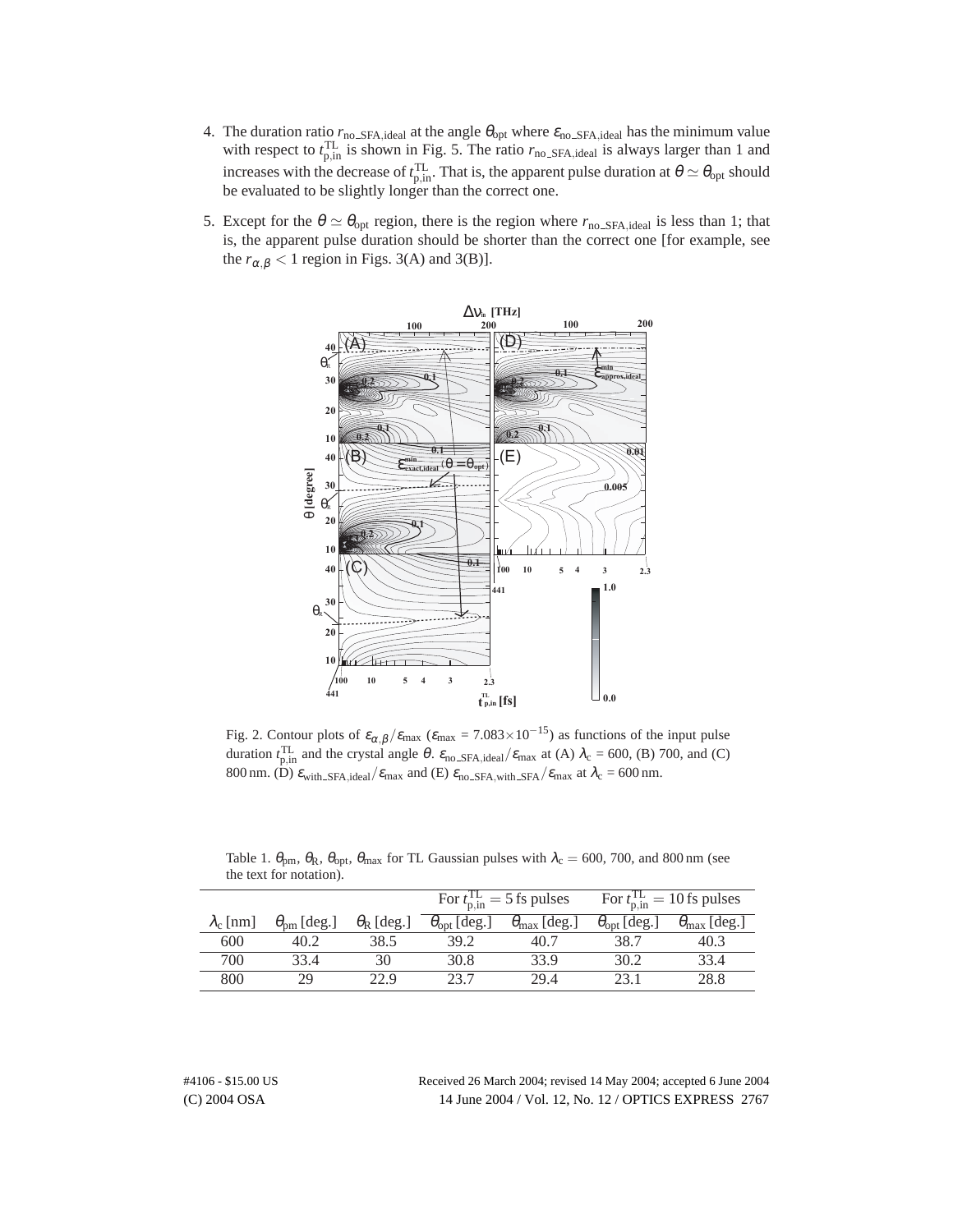4. The duration ratio $r_{\text{no\_SFA,ideal}}$ at the angle $\theta_{\text{opt}}$ where $\varepsilon_{\text{no\_SFA,ideal}}$ has the minimum value with respect to $t_{\text{p,in}}^{\text{TL}}$ is shown in Fig. 5. The ratio $r_{\text{no\_SFA,ideal}}$ is always larger than 1 and increases with the decrease of $t_{\text{p,in}}^{\text{TL}}$. That is, the apparent pulse duration at $\theta \simeq \theta_{\text{opt}}$ should be evaluated to be slightly longer than the correct one.

5. Except for the $\theta \simeq \theta_{\text{opt}}$ region, there is the region where $r_{\text{no\_SFA,ideal}}$ is less than 1; that is, the apparent pulse duration should be shorter than the correct one [for example, see the $r_{\alpha,\beta} < 1$ region in Figs. 3(A) and 3(B)].

Fig. 2. Contour plots of $\varepsilon_{\alpha,\beta}/\varepsilon_{\max}$ ($\varepsilon_{\max}$ = $7.083\times10^{-15}$) as functions of the input pulse duration $t_{\text{p,in}}^{\text{TL}}$ and the crystal angle $\theta$. $\varepsilon_{\text{no\_SFA,ideal}}/\varepsilon_{\max}$ at (A) $\lambda_{\text{c}}$ = 600, (B) 700, and (C) 800 nm. (D) $\varepsilon_{\text{with\_SFA,ideal}}/\varepsilon_{\max}$ and (E) $\varepsilon_{\text{no\_SFA,with\_SFA}}/\varepsilon_{\max}$ at $\lambda_{\text{c}}$ = 600 nm.

Table 1. $\theta_{\text{pm}}$, $\theta_{\text{R}}$, $\theta_{\text{opt}}$, $\theta_{\max}$ for TL Gaussian pulses with $\lambda_{\text{c}}$ = 600, 700, and 800 nm (see the text for notation).

| | | | For $t_{\text{p,in}}^{\text{TL}} = 5$ fs pulses | | For $t_{\text{p,in}}^{\text{TL}} = 10$ fs pulses | |
|---|---|---|---|---|---|---|
| $\lambda_{\text{c}}$ [nm] | $\theta_{\text{pm}}$ [deg.] | $\theta_{\text{R}}$ [deg.] | $\theta_{\text{opt}}$ [deg.] | $\theta_{\max}$ [deg.] | $\theta_{\text{opt}}$ [deg.] | $\theta_{\max}$ [deg.] |
| 600 | 40.2 | 38.5 | 39.2 | 40.7 | 38.7 | 40.3 |
| 700 | 33.4 | 30 | 30.8 | 33.9 | 30.2 | 33.4 |
| 800 | 29 | 22.9 | 23.7 | 29.4 | 23.1 | 28.8 |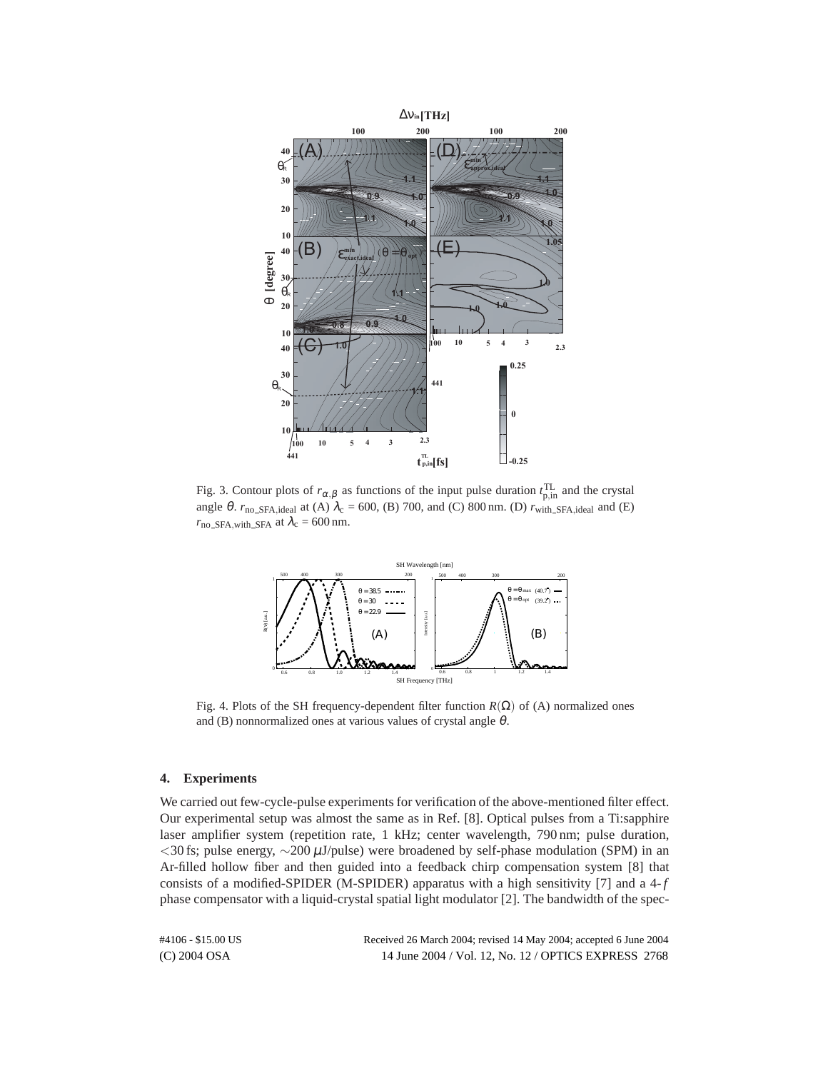Fig. 3. Contour plots of $r_{\alpha,\beta}$ as functions of the input pulse duration $t_{\mathrm{p,in}}^{\mathrm{TL}}$ and the crystal angle $\theta$. $r_{\mathrm{no\_SFA,ideal}}$ at (A) $\lambda_c$ = 600, (B) 700, and (C) 800 nm. (D) $r_{\mathrm{with\_SFA,ideal}}$ and (E) $r_{\mathrm{no\_SFA,with\_SFA}}$ at $\lambda_c$ = 600 nm.

Fig. 4. Plots of the SH frequency-dependent filter function $R(\Omega)$ of (A) normalized ones and (B) nonnormalized ones at various values of crystal angle $\theta$.

## 4. Experiments

We carried out few-cycle-pulse experiments for verification of the above-mentioned filter effect. Our experimental setup was almost the same as in Ref. [8]. Optical pulses from a Ti:sapphire laser amplifier system (repetition rate, 1 kHz; center wavelength, 790 nm; pulse duration, <30 fs; pulse energy, ∼200 μJ/pulse) were broadened by self-phase modulation (SPM) in an Ar-filled hollow fiber and then guided into a feedback chirp compensation system [8] that consists of a modified-SPIDER (M-SPIDER) apparatus with a high sensitivity [7] and a 4-$f$ phase compensator with a liquid-crystal spatial light modulator [2]. The bandwidth of the spec-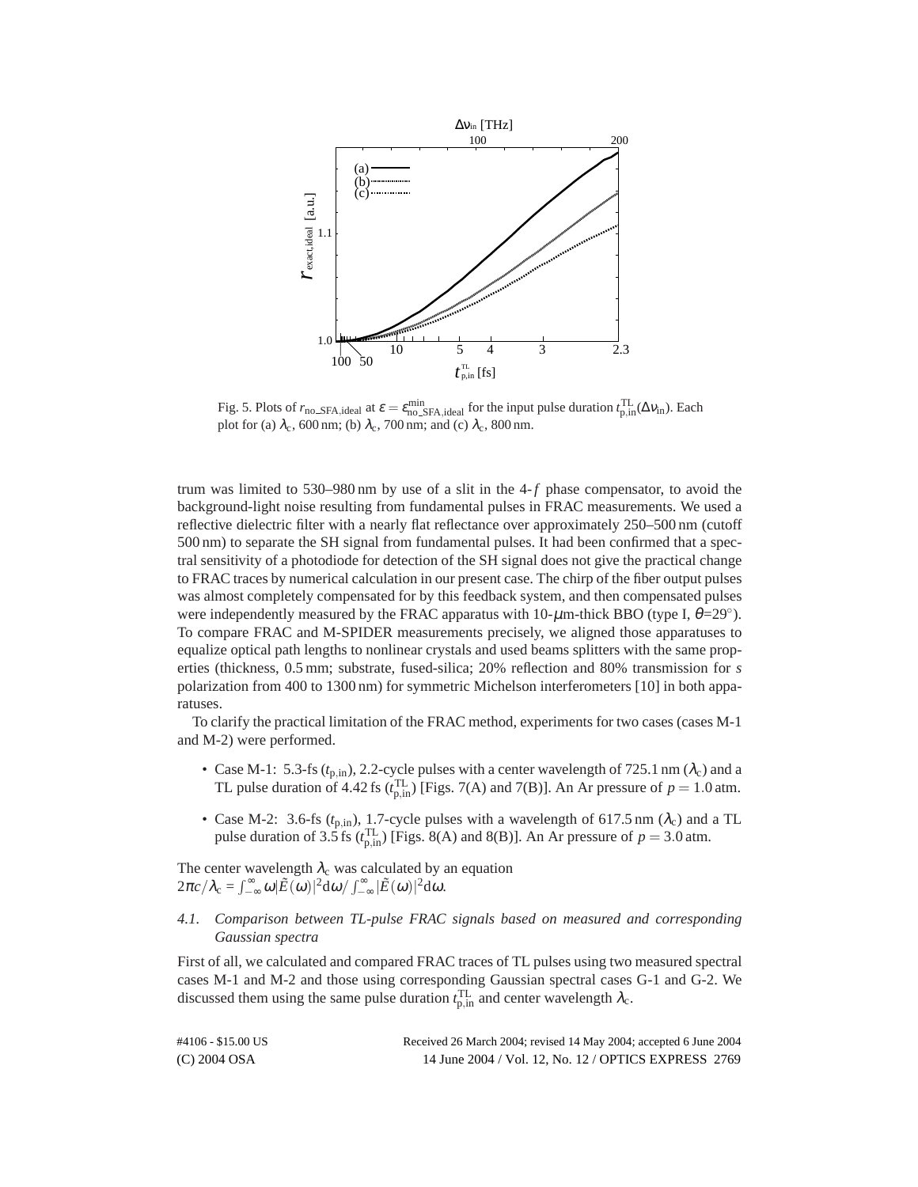Fig. 5. Plots of $r_{\text{no\_SFA,ideal}}$ at $\varepsilon = \varepsilon^{\min}_{\text{no\_SFA,ideal}}$ for the input pulse duration $t^{\text{TL}}_{\text{p,in}}(\Delta\nu_{\text{in}})$. Each plot for (a) $\lambda_{\text{c}}$, 600 nm; (b) $\lambda_{\text{c}}$, 700 nm; and (c) $\lambda_{\text{c}}$, 800 nm.

trum was limited to 530–980 nm by use of a slit in the 4-$f$ phase compensator, to avoid the background-light noise resulting from fundamental pulses in FRAC measurements. We used a reflective dielectric filter with a nearly flat reflectance over approximately 250–500 nm (cutoff 500 nm) to separate the SH signal from fundamental pulses. It had been confirmed that a spectral sensitivity of a photodiode for detection of the SH signal does not give the practical change to FRAC traces by numerical calculation in our present case. The chirp of the fiber output pulses was almost completely compensated for by this feedback system, and then compensated pulses were independently measured by the FRAC apparatus with 10-$\mu$m-thick BBO (type I, $\theta$=29°). To compare FRAC and M-SPIDER measurements precisely, we aligned those apparatuses to equalize optical path lengths to nonlinear crystals and used beams splitters with the same properties (thickness, 0.5 mm; substrate, fused-silica; 20% reflection and 80% transmission for *s* polarization from 400 to 1300 nm) for symmetric Michelson interferometers [10] in both apparatuses.

To clarify the practical limitation of the FRAC method, experiments for two cases (cases M-1 and M-2) were performed.

- Case M-1: 5.3-fs ($t_{\text{p,in}}$), 2.2-cycle pulses with a center wavelength of 725.1 nm ($\lambda_{\text{c}}$) and a TL pulse duration of 4.42 fs ($t^{\text{TL}}_{\text{p,in}}$) [Figs. 7(A) and 7(B)]. An Ar pressure of $p = 1.0$ atm.
- Case M-2: 3.6-fs ($t_{\text{p,in}}$), 1.7-cycle pulses with a wavelength of 617.5 nm ($\lambda_{\text{c}}$) and a TL pulse duration of 3.5 fs ($t^{\text{TL}}_{\text{p,in}}$) [Figs. 8(A) and 8(B)]. An Ar pressure of $p = 3.0$ atm.

The center wavelength $\lambda_{\text{c}}$ was calculated by an equation
$2\pi c/\lambda_{\text{c}} = \int_{-\infty}^{\infty} \omega |\tilde{E}(\omega)|^2 \text{d}\omega / \int_{-\infty}^{\infty} |\tilde{E}(\omega)|^2 \text{d}\omega$.

### 4.1. *Comparison between TL-pulse FRAC signals based on measured and corresponding Gaussian spectra*

First of all, we calculated and compared FRAC traces of TL pulses using two measured spectral cases M-1 and M-2 and those using corresponding Gaussian spectral cases G-1 and G-2. We discussed them using the same pulse duration $t^{\text{TL}}_{\text{p,in}}$ and center wavelength $\lambda_{\text{c}}$.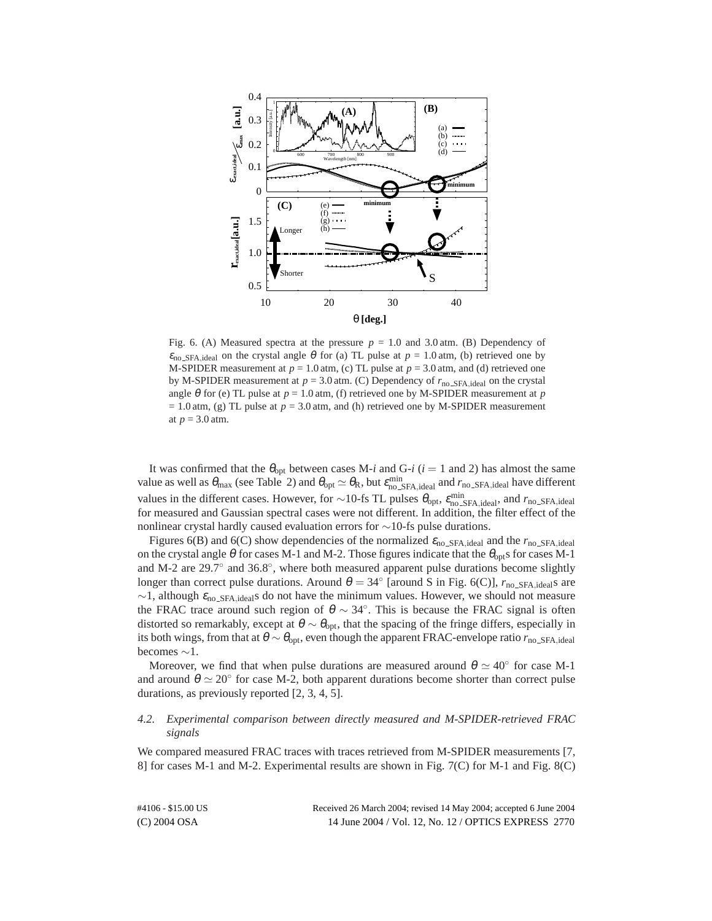Fig. 6. (A) Measured spectra at the pressure $p$ = 1.0 and 3.0 atm. (B) Dependency of $\varepsilon_{\mathrm{no\_SFA,ideal}}$ on the crystal angle $\theta$ for (a) TL pulse at $p$ = 1.0 atm, (b) retrieved one by M-SPIDER measurement at $p$ = 1.0 atm, (c) TL pulse at $p$ = 3.0 atm, and (d) retrieved one by M-SPIDER measurement at $p$ = 3.0 atm. (C) Dependency of $r_{\mathrm{no\_SFA,ideal}}$ on the crystal angle $\theta$ for (e) TL pulse at $p$ = 1.0 atm, (f) retrieved one by M-SPIDER measurement at $p$ = 1.0 atm, (g) TL pulse at $p$ = 3.0 atm, and (h) retrieved one by M-SPIDER measurement at $p$ = 3.0 atm.

It was confirmed that the $\theta_{\mathrm{opt}}$ between cases M-$i$ and G-$i$ ($i = 1$ and 2) has almost the same value as well as $\theta_{\mathrm{max}}$ (see Table 2) and $\theta_{\mathrm{opt}} \simeq \theta_{\mathrm{R}}$, but $\varepsilon^{\mathrm{min}}_{\mathrm{no\_SFA,ideal}}$ and $r_{\mathrm{no\_SFA,ideal}}$ have different values in the different cases. However, for $\sim$10-fs TL pulses $\theta_{\mathrm{opt}}$, $\varepsilon^{\mathrm{min}}_{\mathrm{no\_SFA,ideal}}$, and $r_{\mathrm{no\_SFA,ideal}}$ for measured and Gaussian spectral cases were not different. In addition, the filter effect of the nonlinear crystal hardly caused evaluation errors for $\sim$10-fs pulse durations.

Figures 6(B) and 6(C) show dependencies of the normalized $\varepsilon_{\mathrm{no\_SFA,ideal}}$ and the $r_{\mathrm{no\_SFA,ideal}}$ on the crystal angle $\theta$ for cases M-1 and M-2. Those figures indicate that the $\theta_{\mathrm{opt}}$s for cases M-1 and M-2 are 29.7° and 36.8°, where both measured apparent pulse durations become slightly longer than correct pulse durations. Around $\theta = 34°$ [around S in Fig. 6(C)], $r_{\mathrm{no\_SFA,ideal}}$s are $\sim$1, although $\varepsilon_{\mathrm{no\_SFA,ideal}}$s do not have the minimum values. However, we should not measure the FRAC trace around such region of $\theta \sim 34°$. This is because the FRAC signal is often distorted so remarkably, except at $\theta \sim \theta_{\mathrm{opt}}$, that the spacing of the fringe differs, especially in its both wings, from that at $\theta \sim \theta_{\mathrm{opt}}$, even though the apparent FRAC-envelope ratio $r_{\mathrm{no\_SFA,ideal}}$ becomes $\sim$1.

Moreover, we find that when pulse durations are measured around $\theta \simeq 40°$ for case M-1 and around $\theta \simeq 20°$ for case M-2, both apparent durations become shorter than correct pulse durations, as previously reported [2, 3, 4, 5].

### 4.2. *Experimental comparison between directly measured and M-SPIDER-retrieved FRAC signals*

We compared measured FRAC traces with traces retrieved from M-SPIDER measurements [7, 8] for cases M-1 and M-2. Experimental results are shown in Fig. 7(C) for M-1 and Fig. 8(C)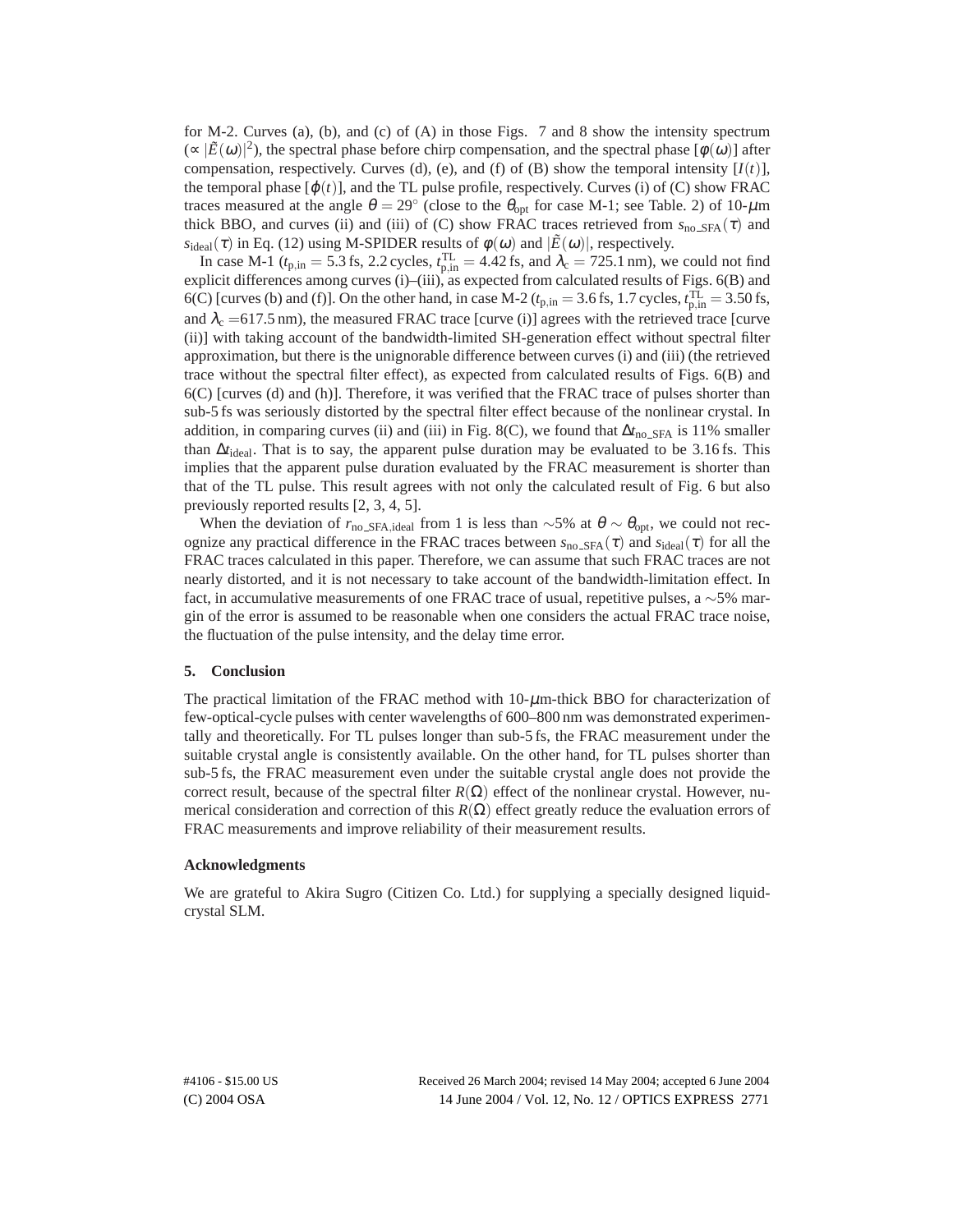for M-2. Curves (a), (b), and (c) of (A) in those Figs. 7 and 8 show the intensity spectrum ($\propto |\tilde{E}(\omega)|^2$), the spectral phase before chirp compensation, and the spectral phase [$\phi(\omega)$] after compensation, respectively. Curves (d), (e), and (f) of (B) show the temporal intensity [$I(t)$], the temporal phase [$\varphi(t)$], and the TL pulse profile, respectively. Curves (i) of (C) show FRAC traces measured at the angle $\theta = 29^\circ$ (close to the $\theta_{\rm opt}$ for case M-1; see Table. 2) of 10-$\mu$m thick BBO, and curves (ii) and (iii) of (C) show FRAC traces retrieved from $s_{\rm no\_SFA}(\tau)$ and $s_{\rm ideal}(\tau)$ in Eq. (12) using M-SPIDER results of $\phi(\omega)$ and $|\tilde{E}(\omega)|$, respectively.

In case M-1 ($t_{\rm p,in} = 5.3$ fs, 2.2 cycles, $t^{\rm TL}_{\rm p,in} = 4.42$ fs, and $\lambda_{\rm c} = 725.1$ nm), we could not find explicit differences among curves (i)–(iii), as expected from calculated results of Figs. 6(B) and 6(C) [curves (b) and (f)]. On the other hand, in case M-2 ($t_{\rm p,in} = 3.6$ fs, 1.7 cycles, $t^{\rm TL}_{\rm p,in} = 3.50$ fs, and $\lambda_{\rm c} = 617.5$ nm), the measured FRAC trace [curve (i)] agrees with the retrieved trace [curve (ii)] with taking account of the bandwidth-limited SH-generation effect without spectral filter approximation, but there is the unignorable difference between curves (i) and (iii) (the retrieved trace without the spectral filter effect), as expected from calculated results of Figs. 6(B) and 6(C) [curves (d) and (h)]. Therefore, it was verified that the FRAC trace of pulses shorter than sub-5 fs was seriously distorted by the spectral filter effect because of the nonlinear crystal. In addition, in comparing curves (ii) and (iii) in Fig. 8(C), we found that $\Delta t_{\rm no\_SFA}$ is 11% smaller than $\Delta t_{\rm ideal}$. That is to say, the apparent pulse duration may be evaluated to be 3.16 fs. This implies that the apparent pulse duration evaluated by the FRAC measurement is shorter than that of the TL pulse. This result agrees with not only the calculated result of Fig. 6 but also previously reported results [2, 3, 4, 5].

When the deviation of $r_{\rm no\_SFA,ideal}$ from 1 is less than $\sim$5% at $\theta \sim \theta_{\rm opt}$, we could not recognize any practical difference in the FRAC traces between $s_{\rm no\_SFA}(\tau)$ and $s_{\rm ideal}(\tau)$ for all the FRAC traces calculated in this paper. Therefore, we can assume that such FRAC traces are not nearly distorted, and it is not necessary to take account of the bandwidth-limitation effect. In fact, in accumulative measurements of one FRAC trace of usual, repetitive pulses, a $\sim$5% margin of the error is assumed to be reasonable when one considers the actual FRAC trace noise, the fluctuation of the pulse intensity, and the delay time error.

## 5. Conclusion

The practical limitation of the FRAC method with 10-$\mu$m-thick BBO for characterization of few-optical-cycle pulses with center wavelengths of 600–800 nm was demonstrated experimentally and theoretically. For TL pulses longer than sub-5 fs, the FRAC measurement under the suitable crystal angle is consistently available. On the other hand, for TL pulses shorter than sub-5 fs, the FRAC measurement even under the suitable crystal angle does not provide the correct result, because of the spectral filter $R(\Omega)$ effect of the nonlinear crystal. However, numerical consideration and correction of this $R(\Omega)$ effect greatly reduce the evaluation errors of FRAC measurements and improve reliability of their measurement results.

### Acknowledgments

We are grateful to Akira Sugro (Citizen Co. Ltd.) for supplying a specially designed liquid-crystal SLM.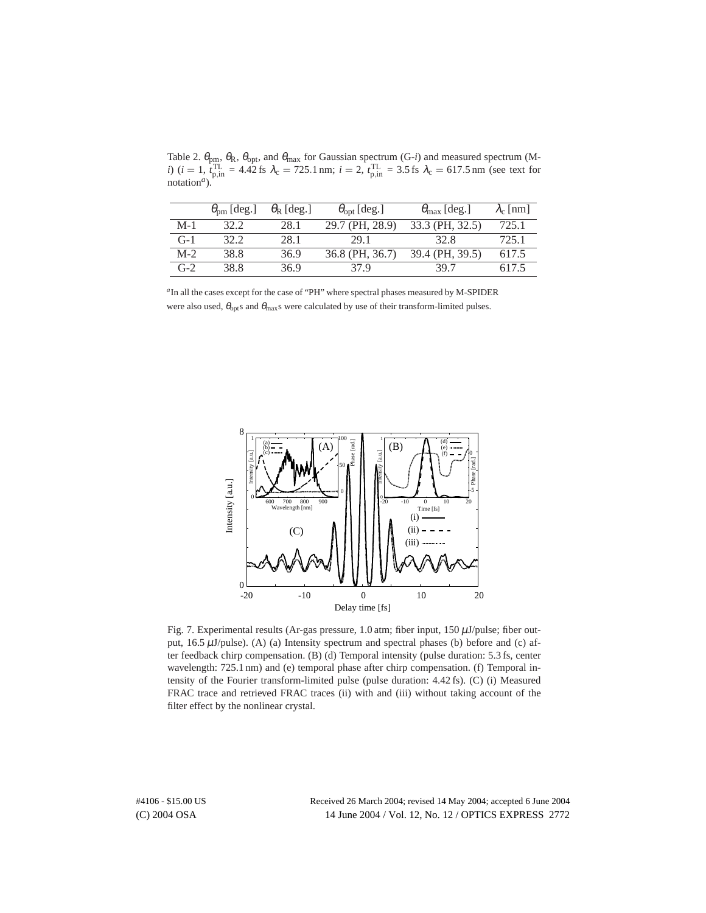Table 2. $\theta_{\rm pm}$, $\theta_{\rm R}$, $\theta_{\rm opt}$, and $\theta_{\rm max}$ for Gaussian spectrum (G-$i$) and measured spectrum (M-$i$) ($i = 1$, $t_{\rm p,in}^{\rm TL} = 4.42$ fs $\lambda_{\rm c} = 725.1$ nm; $i = 2$, $t_{\rm p,in}^{\rm TL} = 3.5$ fs $\lambda_{\rm c} = 617.5$ nm (see text for notation[a]).

| | $\theta_{\rm pm}$ [deg.] | $\theta_{\rm R}$ [deg.] | $\theta_{\rm opt}$ [deg.] | $\theta_{\rm max}$ [deg.] | $\lambda_{\rm c}$ [nm] |
|---|---|---|---|---|---|
| M-1 | 32.2 | 28.1 | 29.7 (PH, 28.9) | 33.3 (PH, 32.5) | 725.1 |
| G-1 | 32.2 | 28.1 | 29.1 | 32.8 | 725.1 |
| M-2 | 38.8 | 36.9 | 36.8 (PH, 36.7) | 39.4 (PH, 39.5) | 617.5 |
| G-2 | 38.8 | 36.9 | 37.9 | 39.7 | 617.5 |

[a] In all the cases except for the case of "PH" where spectral phases measured by M-SPIDER were also used, $\theta_{\rm opt}$s and $\theta_{\rm max}$s were calculated by use of their transform-limited pulses.

Fig. 7. Experimental results (Ar-gas pressure, 1.0 atm; fiber input, 150 $\mu$J/pulse; fiber output, 16.5 $\mu$J/pulse). (A) (a) Intensity spectrum and spectral phases (b) before and (c) after feedback chirp compensation. (B) (d) Temporal intensity (pulse duration: 5.3 fs, center wavelength: 725.1 nm) and (e) temporal phase after chirp compensation. (f) Temporal intensity of the Fourier transform-limited pulse (pulse duration: 4.42 fs). (C) (i) Measured FRAC trace and retrieved FRAC traces (ii) with and (iii) without taking account of the filter effect by the nonlinear crystal.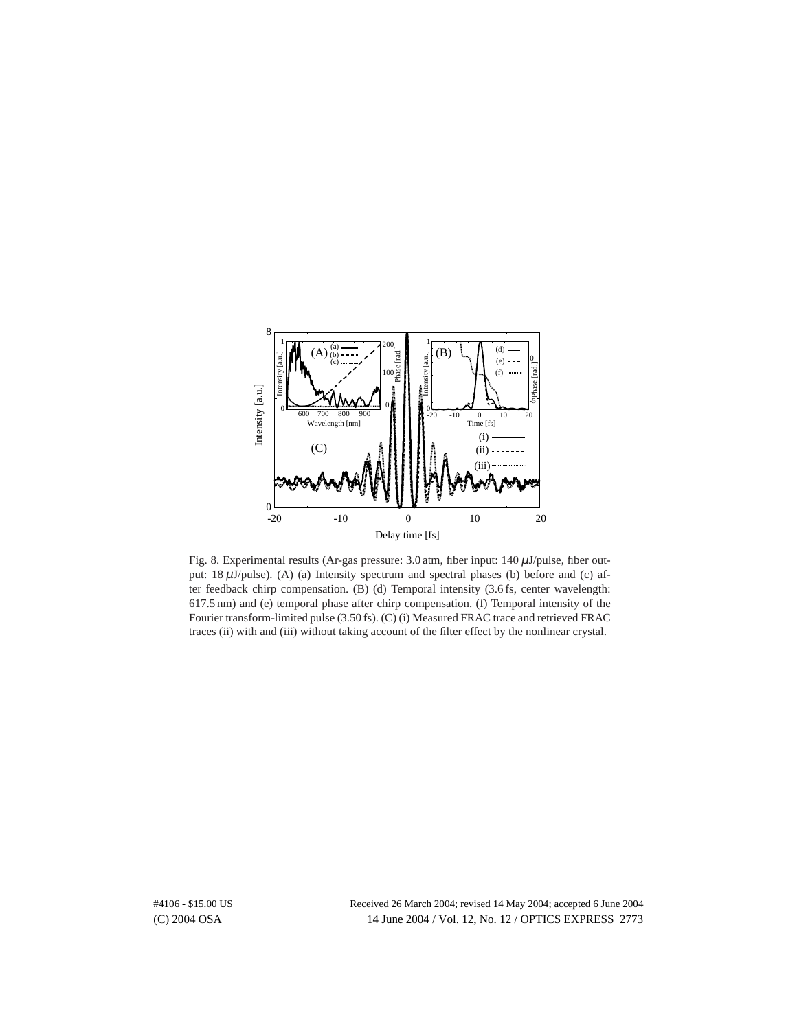8

0

-20 -10 0 10 20

Delay time [fs]

Intensity [a.u.]

(A)

(a)
(b)
(c)

Intensity [a.u.]

Phase [rad.]

200

100

0

1

0

600 700 800 900

Wavelength [nm]

(B)

(d)
(e)
(f)

Intensity [a.u.]

Phase [rad.]

1

0

0

-5

-20 -10 0 10 20

Time [fs]

(C)

(i)
(ii)
(iii)

Fig. 8. Experimental results (Ar-gas pressure: 3.0 atm, fiber input: 140 $\mu$J/pulse, fiber output: 18 $\mu$J/pulse). (A) (a) Intensity spectrum and spectral phases (b) before and (c) after feedback chirp compensation. (B) (d) Temporal intensity (3.6 fs, center wavelength: 617.5 nm) and (e) temporal phase after chirp compensation. (f) Temporal intensity of the Fourier transform-limited pulse (3.50 fs). (C) (i) Measured FRAC trace and retrieved FRAC traces (ii) with and (iii) without taking account of the filter effect by the nonlinear crystal.